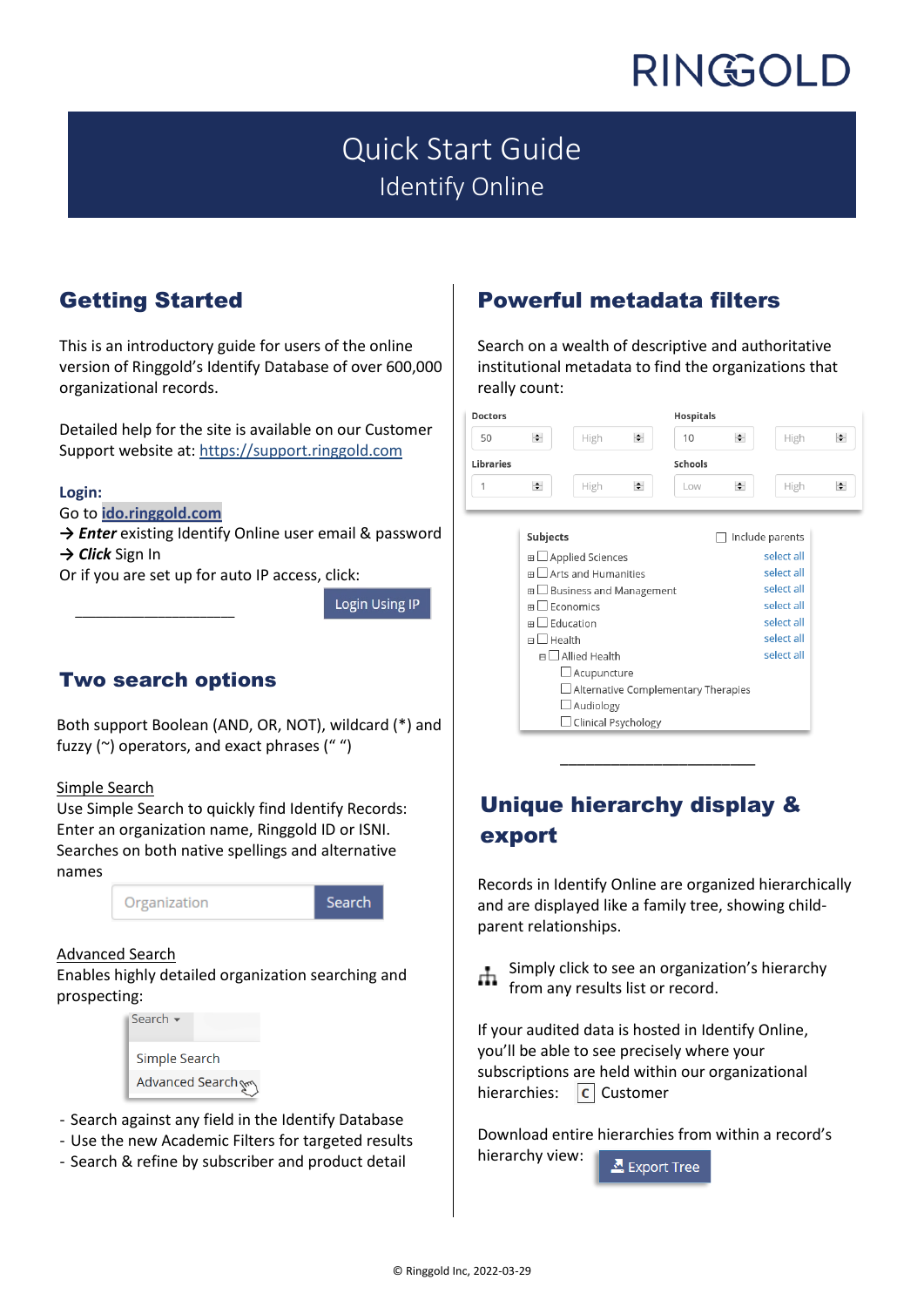# Quick Start Guide

## Identify Online

## Getting Started

This is an introductory guide for users of the online version of Ringgold's Identify Database of over 600,000 organizational records.

Detailed help for the site is available on our Customer Support website at: https://support.ringgold.com

**Login:**

Go to **ido.ringgold.com**

→ ***Enter*** existing Identify Online user email & password

→ ***Click*** Sign In

Or if you are set up for auto IP access, click: Login Using IP

## Two search options

Both support Boolean (AND, OR, NOT), wildcard (*) and fuzzy (~) operators, and exact phrases (" ")

Simple Search

Use Simple Search to quickly find Identify Records: Enter an organization name, Ringgold ID or ISNI. Searches on both native spellings and alternative names

Advanced Search

Enables highly detailed organization searching and prospecting:

- Search against any field in the Identify Database
- Use the new Academic Filters for targeted results
- Search & refine by subscriber and product detail

## Powerful metadata filters

Search on a wealth of descriptive and authoritative institutional metadata to find the organizations that really count:

## Unique hierarchy display & export

Records in Identify Online are organized hierarchically and are displayed like a family tree, showing child-parent relationships.

Simply click to see an organization's hierarchy from any results list or record.

If your audited data is hosted in Identify Online, you'll be able to see precisely where your subscriptions are held within our organizational hierarchies: C Customer

Download entire hierarchies from within a record's hierarchy view: Export Tree

© Ringgold Inc, 2022-03-29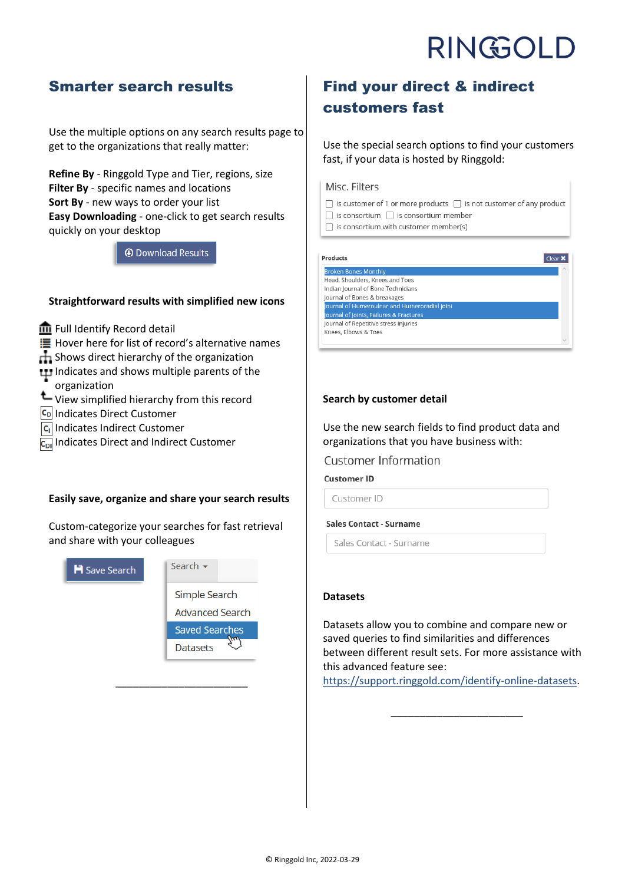## Smarter search results

Use the multiple options on any search results page to get to the organizations that really matter:

**Refine By** - Ringgold Type and Tier, regions, size
**Filter By** - specific names and locations
**Sort By** - new ways to order your list
**Easy Downloading** - one-click to get search results quickly on your desktop

Download Results

### Straightforward results with simplified new icons

- Full Identify Record detail
- Hover here for list of record's alternative names
- Shows direct hierarchy of the organization
- Indicates and shows multiple parents of the organization
- View simplified hierarchy from this record
- Indicates Direct Customer
- Indicates Indirect Customer
- Indicates Direct and Indirect Customer

### Easily save, organize and share your search results

Custom-categorize your searches for fast retrieval and share with your colleagues

Save Search

Search
- Simple Search
- Advanced Search
- Saved Searches
- Datasets

---

## Find your direct & indirect customers fast

Use the special search options to find your customers fast, if your data is hosted by Ringgold:

Misc. Filters
- Is customer of 1 or more products
- Is not customer of any product
- Is consortium
- Is consortium member
- Is consortium with customer member(s)

Products (Clear)
- Broken Bones Monthly
- Head, Shoulders, Knees and Toes
- Indian Journal of Bone Technicians
- Journal of Bones & breakages
- Journal of Humeroulnar and Humeroradial joint
- Journal of Joints, Failures & Fractures
- Journal of Repetitive stress injuries
- Knees, Elbows & Toes

### Search by customer detail

Use the new search fields to find product data and organizations that you have business with:

Customer Information

Customer ID

Sales Contact - Surname

### Datasets

Datasets allow you to combine and compare new or saved queries to find similarities and differences between different result sets. For more assistance with this advanced feature see: https://support.ringgold.com/identify-online-datasets.

---

© Ringgold Inc, 2022-03-29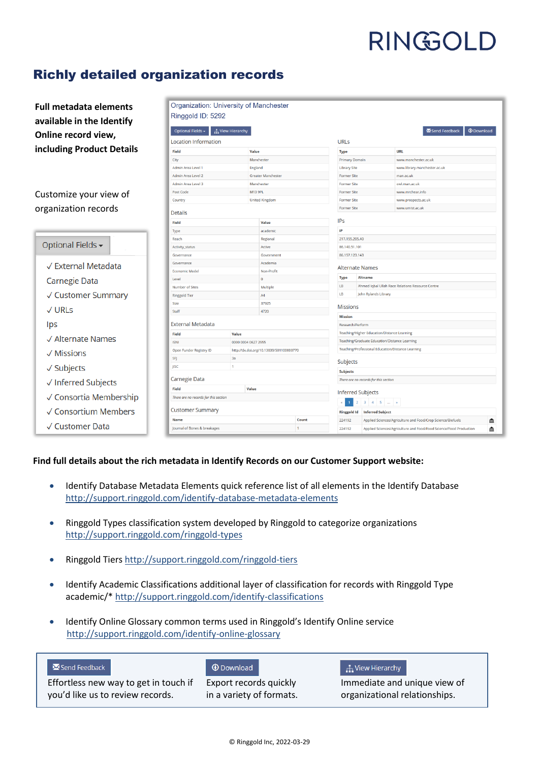# Richly detailed organization records

**Full metadata elements available in the Identify Online record view, including Product Details**

Customize your view of organization records

Optional Fields

- ✓ External Metadata
- Carnegie Data
- ✓ Customer Summary
- ✓ URLs
- Ips
- ✓ Alternate Names
- ✓ Missions
- ✓ Subjects
- ✓ Inferred Subjects
- ✓ Consortia Membership
- ✓ Consortium Members
- ✓ Customer Data

Organization: University of Manchester
Ringgold ID: 5292

Optional Fields | View Hierarchy | Send Feedback | Download

Location Information

| Field | Value |
|---|---|
| City | Manchester |
| Admin Area Level 1 | England |
| Admin Area Level 2 | Greater Manchester |
| Admin Area Level 3 | Manchester |
| Post Code | M13 9PL |
| Country | United Kingdom |

Details

| Field | Value |
|---|---|
| Type | academic |
| Reach | Regional |
| Activity_status | Active |
| Governance | Government |
| Governance | Academia |
| Economic Model | Non-Profit |
| Level | 0 |
| Number of Sites | Multiple |
| Ringgold Tier | A4 |
| Size | 37925 |
| Staff | 4720 |

External Metadata

| Field | Value |
|---|---|
| ISNI | 0000 0004 0627 2095 |
| Open Funder Registry ID | http://dx.doi.org/10.13039/501100000770 |
| SFJ | 3a |
| JISC | 1 |

Carnegie Data

| Field | Value |
|---|---|
| *There are no records for this section* | |

Customer Summary

| Name | Count |
|---|---|
| Journal of Bones & breakages | 1 |

URLs

| Type | URL |
|---|---|
| Primary Domain | www.manchester.ac.uk |
| Library Site | www.library.manchester.ac.uk |
| Former Site | man.ac.uk |
| Former Site | owl.man.ac.uk |
| Former Site | www.mrchear.info |
| Former Site | www.prospects.ac.uk |
| Former Site | www.umist.ac.uk |

IPs

| IP |
|---|
| 217.155.205.40 |
| 86.140.51.101 |
| 86.157.123.143 |

Alternate Names

| Type | Altname |
|---|---|
| LB | Ahmed Iqbal Ullah Race Relations Resource Centre |
| LB | John Rylands Library |

Missions

| Mission |
|---|
| Research/Perform |
| Teaching/Higher Education/Distance Learning |
| Teaching/Graduate Education/Distance Learning |
| Teaching/Professional Education/Distance Learning |

Subjects

| Subjects |
|---|
| *There are no records for this section* |

Inferred Subjects

| Ringgold Id | Inferred Subject |
|---|---|
| 224192 | Applied Sciences/Agriculture and Food/Crop Science/Biofuels |
| 224192 | Applied Sciences/Agriculture and Food/Food Science/Food Production |

**Find full details about the rich metadata in Identify Records on our Customer Support website:**

- Identify Database Metadata Elements quick reference list of all elements in the Identify Database http://support.ringgold.com/identify-database-metadata-elements
- Ringgold Types classification system developed by Ringgold to categorize organizations http://support.ringgold.com/ringgold-types
- Ringgold Tiers http://support.ringgold.com/ringgold-tiers
- Identify Academic Classifications additional layer of classification for records with Ringgold Type academic/* http://support.ringgold.com/identify-classifications
- Identify Online Glossary common terms used in Ringgold's Identify Online service http://support.ringgold.com/identify-online-glossary

| Send Feedback | Download | View Hierarchy |
|---|---|---|
| Effortless new way to get in touch if you'd like us to review records. | Export records quickly in a variety of formats. | Immediate and unique view of organizational relationships. |

© Ringgold Inc, 2022-03-29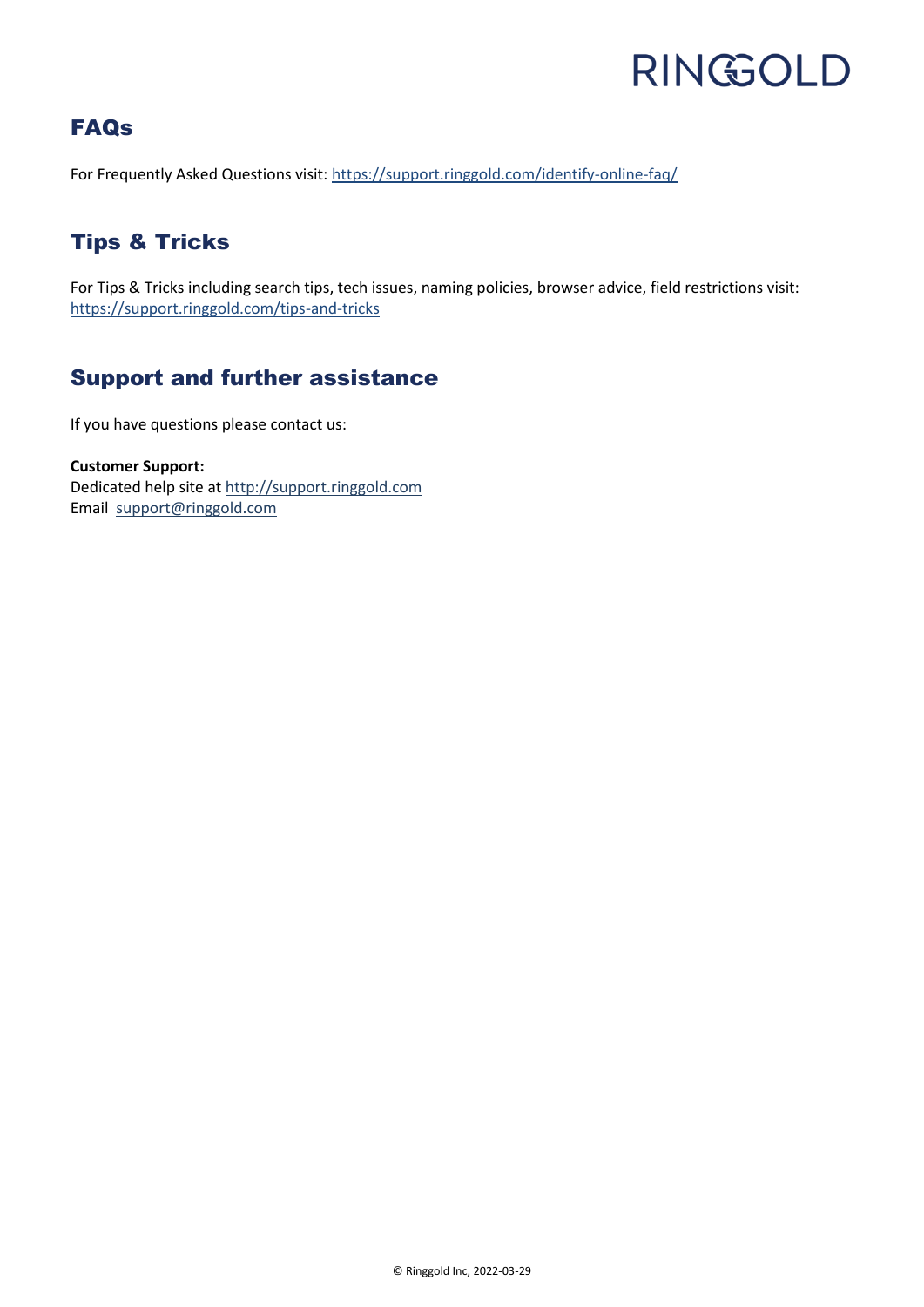## FAQs

For Frequently Asked Questions visit: https://support.ringgold.com/identify-online-faq/

## Tips & Tricks

For Tips & Tricks including search tips, tech issues, naming policies, browser advice, field restrictions visit: https://support.ringgold.com/tips-and-tricks

## Support and further assistance

If you have questions please contact us:

**Customer Support:**
Dedicated help site at http://support.ringgold.com
Email support@ringgold.com